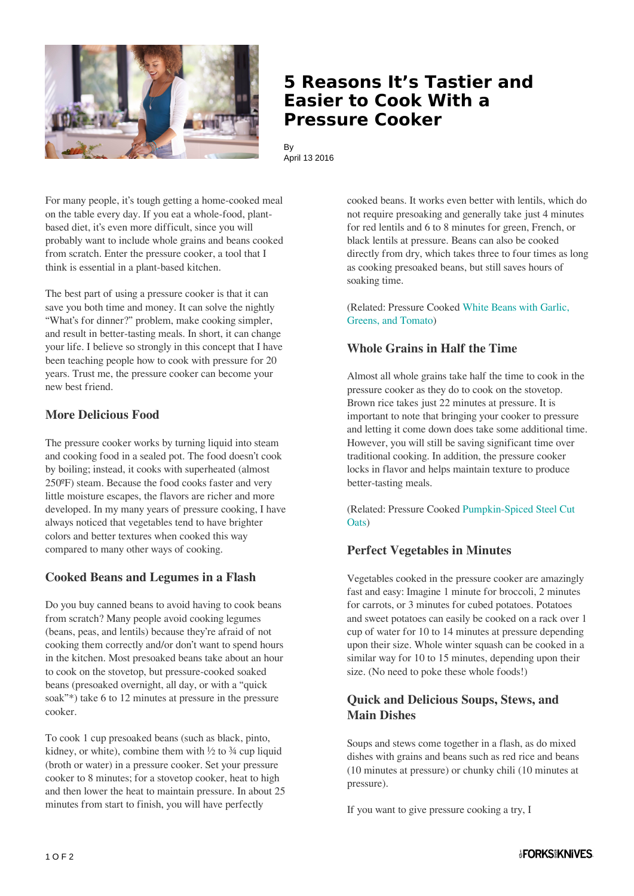# 5 Reasons It's Tastier and Easier to Cook With a Pressure Cooker

By
April 13 2016

For many people, it's tough getting a home-cooked meal on the table every day. If you eat a whole-food, plant-based diet, it's even more difficult, since you will probably want to include whole grains and beans cooked from scratch. Enter the pressure cooker, a tool that I think is essential in a plant-based kitchen.

The best part of using a pressure cooker is that it can save you both time and money. It can solve the nightly "What's for dinner?" problem, make cooking simpler, and result in better-tasting meals. In short, it can change your life. I believe so strongly in this concept that I have been teaching people how to cook with pressure for 20 years. Trust me, the pressure cooker can become your new best friend.

## More Delicious Food

The pressure cooker works by turning liquid into steam and cooking food in a sealed pot. The food doesn't cook by boiling; instead, it cooks with superheated (almost 250ºF) steam. Because the food cooks faster and very little moisture escapes, the flavors are richer and more developed. In my many years of pressure cooking, I have always noticed that vegetables tend to have brighter colors and better textures when cooked this way compared to many other ways of cooking.

## Cooked Beans and Legumes in a Flash

Do you buy canned beans to avoid having to cook beans from scratch? Many people avoid cooking legumes (beans, peas, and lentils) because they're afraid of not cooking them correctly and/or don't want to spend hours in the kitchen. Most presoaked beans take about an hour to cook on the stovetop, but pressure-cooked soaked beans (presoaked overnight, all day, or with a "quick soak"*) take 6 to 12 minutes at pressure in the pressure cooker.

To cook 1 cup presoaked beans (such as black, pinto, kidney, or white), combine them with ½ to ¾ cup liquid (broth or water) in a pressure cooker. Set your pressure cooker to 8 minutes; for a stovetop cooker, heat to high and then lower the heat to maintain pressure. In about 25 minutes from start to finish, you will have perfectly cooked beans. It works even better with lentils, which do not require presoaking and generally take just 4 minutes for red lentils and 6 to 8 minutes for green, French, or black lentils at pressure. Beans can also be cooked directly from dry, which takes three to four times as long as cooking presoaked beans, but still saves hours of soaking time.

(Related: Pressure Cooked White Beans with Garlic, Greens, and Tomato)

## Whole Grains in Half the Time

Almost all whole grains take half the time to cook in the pressure cooker as they do to cook on the stovetop. Brown rice takes just 22 minutes at pressure. It is important to note that bringing your cooker to pressure and letting it come down does take some additional time. However, you will still be saving significant time over traditional cooking. In addition, the pressure cooker locks in flavor and helps maintain texture to produce better-tasting meals.

(Related: Pressure Cooked Pumpkin-Spiced Steel Cut Oats)

## Perfect Vegetables in Minutes

Vegetables cooked in the pressure cooker are amazingly fast and easy: Imagine 1 minute for broccoli, 2 minutes for carrots, or 3 minutes for cubed potatoes. Potatoes and sweet potatoes can easily be cooked on a rack over 1 cup of water for 10 to 14 minutes at pressure depending upon their size. Whole winter squash can be cooked in a similar way for 10 to 15 minutes, depending upon their size. (No need to poke these whole foods!)

## Quick and Delicious Soups, Stews, and Main Dishes

Soups and stews come together in a flash, as do mixed dishes with grains and beans such as red rice and beans (10 minutes at pressure) or chunky chili (10 minutes at pressure).

If you want to give pressure cooking a try, I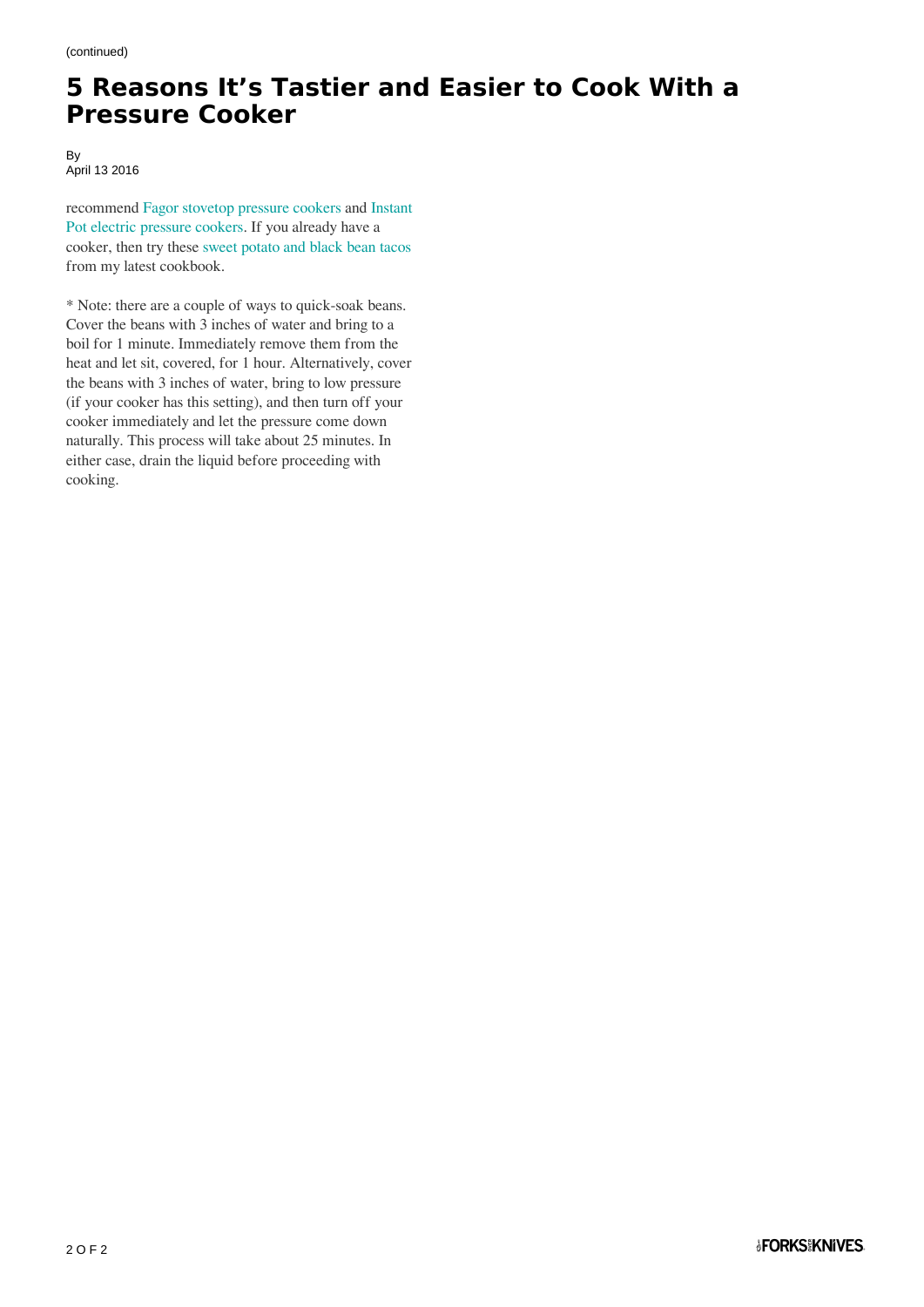(continued)

# 5 Reasons It's Tastier and Easier to Cook With a Pressure Cooker

By
April 13 2016

recommend Fagor stovetop pressure cookers and Instant Pot electric pressure cookers. If you already have a cooker, then try these sweet potato and black bean tacos from my latest cookbook.

* Note: there are a couple of ways to quick-soak beans. Cover the beans with 3 inches of water and bring to a boil for 1 minute. Immediately remove them from the heat and let sit, covered, for 1 hour. Alternatively, cover the beans with 3 inches of water, bring to low pressure (if your cooker has this setting), and then turn off your cooker immediately and let the pressure come down naturally. This process will take about 25 minutes. In either case, drain the liquid before proceeding with cooking.